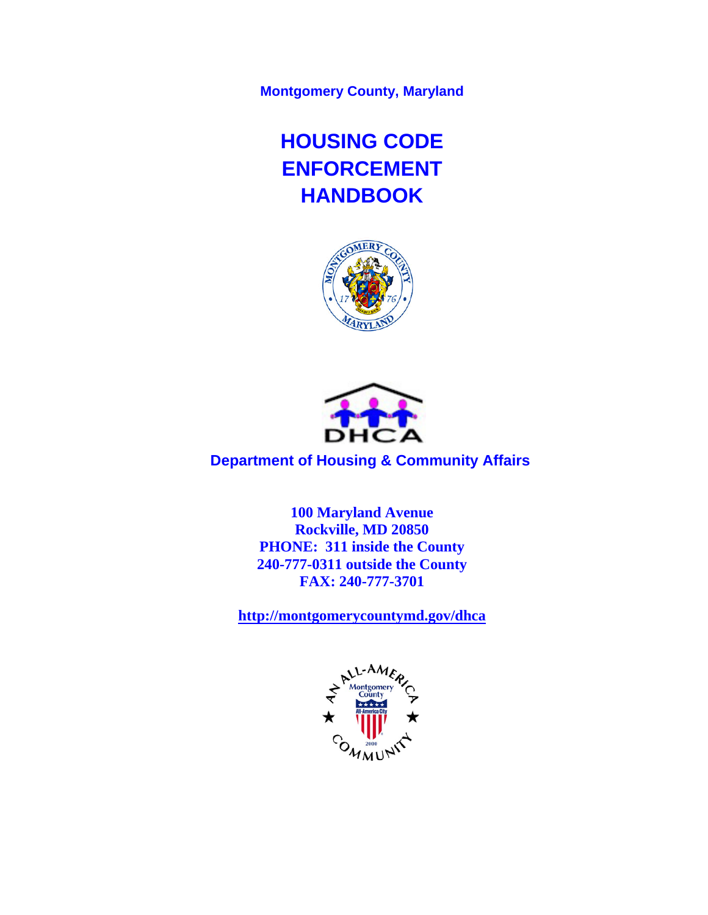**Montgomery County, Maryland**

# HOUSING CODE ENFORCEMENT HANDBOOK

**Department of Housing & Community Affairs**

**100 Maryland Avenue**
**Rockville, MD 20850**
**PHONE: 311 inside the County**
**240-777-0311 outside the County**
**FAX: 240-777-3701**

**http://montgomerycountymd.gov/dhca**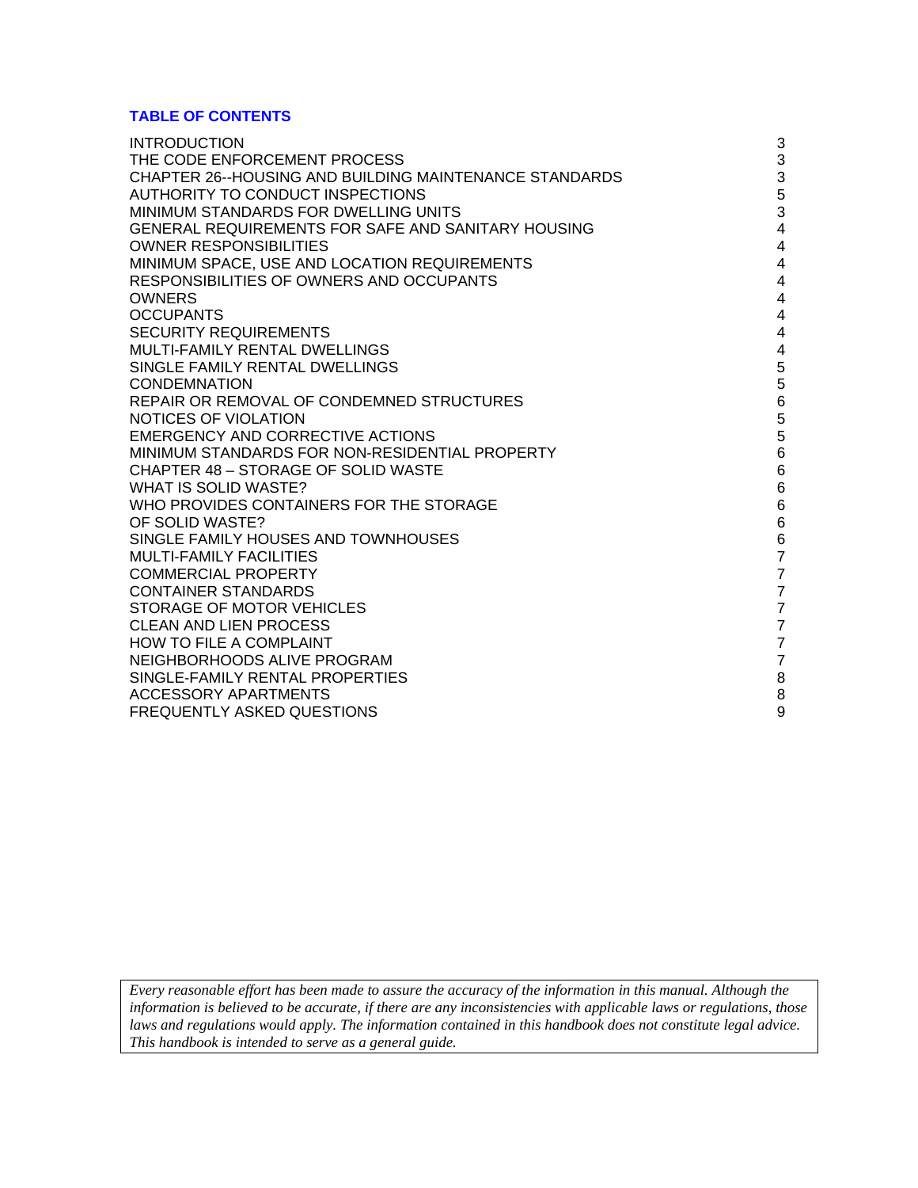## TABLE OF CONTENTS

| | |
|---|---|
| INTRODUCTION | 3 |
| THE CODE ENFORCEMENT PROCESS | 3 |
| CHAPTER 26--HOUSING AND BUILDING MAINTENANCE STANDARDS | 3 |
| AUTHORITY TO CONDUCT INSPECTIONS | 5 |
| MINIMUM STANDARDS FOR DWELLING UNITS | 3 |
| GENERAL REQUIREMENTS FOR SAFE AND SANITARY HOUSING | 4 |
| OWNER RESPONSIBILITIES | 4 |
| MINIMUM SPACE, USE AND LOCATION REQUIREMENTS | 4 |
| RESPONSIBILITIES OF OWNERS AND OCCUPANTS | 4 |
| OWNERS | 4 |
| OCCUPANTS | 4 |
| SECURITY REQUIREMENTS | 4 |
| MULTI-FAMILY RENTAL DWELLINGS | 4 |
| SINGLE FAMILY RENTAL DWELLINGS | 5 |
| CONDEMNATION | 5 |
| REPAIR OR REMOVAL OF CONDEMNED STRUCTURES | 6 |
| NOTICES OF VIOLATION | 5 |
| EMERGENCY AND CORRECTIVE ACTIONS | 5 |
| MINIMUM STANDARDS FOR NON-RESIDENTIAL PROPERTY | 6 |
| CHAPTER 48 – STORAGE OF SOLID WASTE | 6 |
| WHAT IS SOLID WASTE? | 6 |
| WHO PROVIDES CONTAINERS FOR THE STORAGE | 6 |
| OF SOLID WASTE? | 6 |
| SINGLE FAMILY HOUSES AND TOWNHOUSES | 6 |
| MULTI-FAMILY FACILITIES | 7 |
| COMMERCIAL PROPERTY | 7 |
| CONTAINER STANDARDS | 7 |
| STORAGE OF MOTOR VEHICLES | 7 |
| CLEAN AND LIEN PROCESS | 7 |
| HOW TO FILE A COMPLAINT | 7 |
| NEIGHBORHOODS ALIVE PROGRAM | 7 |
| SINGLE-FAMILY RENTAL PROPERTIES | 8 |
| ACCESSORY APARTMENTS | 8 |
| FREQUENTLY ASKED QUESTIONS | 9 |

*Every reasonable effort has been made to assure the accuracy of the information in this manual. Although the information is believed to be accurate, if there are any inconsistencies with applicable laws or regulations, those laws and regulations would apply. The information contained in this handbook does not constitute legal advice. This handbook is intended to serve as a general guide.*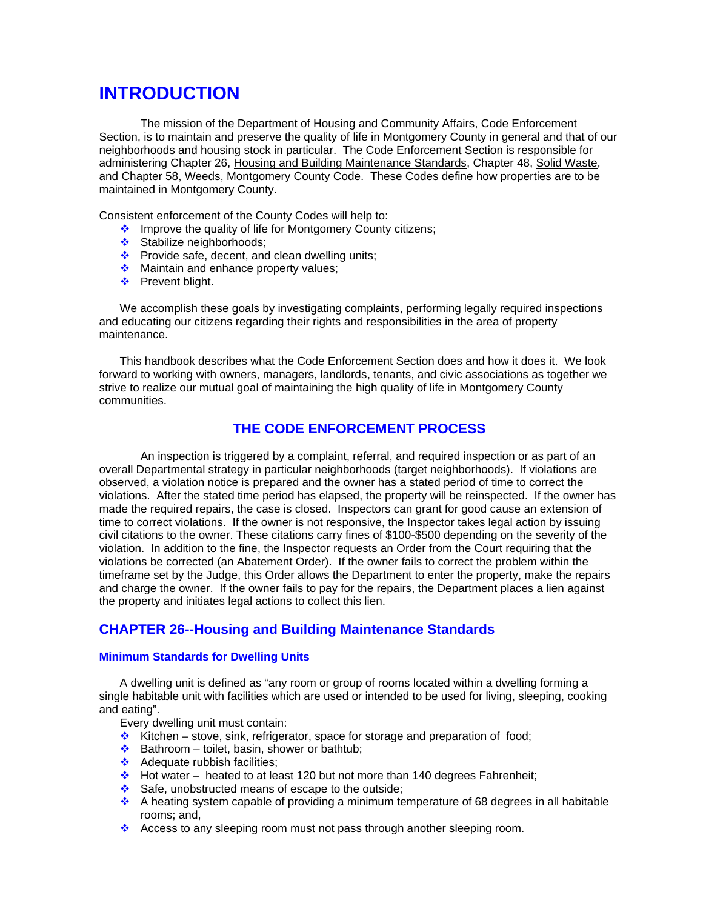# INTRODUCTION

The mission of the Department of Housing and Community Affairs, Code Enforcement Section, is to maintain and preserve the quality of life in Montgomery County in general and that of our neighborhoods and housing stock in particular. The Code Enforcement Section is responsible for administering Chapter 26, Housing and Building Maintenance Standards, Chapter 48, Solid Waste, and Chapter 58, Weeds, Montgomery County Code. These Codes define how properties are to be maintained in Montgomery County.

Consistent enforcement of the County Codes will help to:

- Improve the quality of life for Montgomery County citizens;
- Stabilize neighborhoods;
- Provide safe, decent, and clean dwelling units;
- Maintain and enhance property values;
- Prevent blight.

We accomplish these goals by investigating complaints, performing legally required inspections and educating our citizens regarding their rights and responsibilities in the area of property maintenance.

This handbook describes what the Code Enforcement Section does and how it does it. We look forward to working with owners, managers, landlords, tenants, and civic associations as together we strive to realize our mutual goal of maintaining the high quality of life in Montgomery County communities.

## THE CODE ENFORCEMENT PROCESS

An inspection is triggered by a complaint, referral, and required inspection or as part of an overall Departmental strategy in particular neighborhoods (target neighborhoods). If violations are observed, a violation notice is prepared and the owner has a stated period of time to correct the violations. After the stated time period has elapsed, the property will be reinspected. If the owner has made the required repairs, the case is closed. Inspectors can grant for good cause an extension of time to correct violations. If the owner is not responsive, the Inspector takes legal action by issuing civil citations to the owner. These citations carry fines of $100-$500 depending on the severity of the violation. In addition to the fine, the Inspector requests an Order from the Court requiring that the violations be corrected (an Abatement Order). If the owner fails to correct the problem within the timeframe set by the Judge, this Order allows the Department to enter the property, make the repairs and charge the owner. If the owner fails to pay for the repairs, the Department places a lien against the property and initiates legal actions to collect this lien.

## CHAPTER 26--Housing and Building Maintenance Standards

### Minimum Standards for Dwelling Units

A dwelling unit is defined as "any room or group of rooms located within a dwelling forming a single habitable unit with facilities which are used or intended to be used for living, sleeping, cooking and eating".

Every dwelling unit must contain:

- Kitchen – stove, sink, refrigerator, space for storage and preparation of food;
- Bathroom – toilet, basin, shower or bathtub;
- Adequate rubbish facilities;
- Hot water – heated to at least 120 but not more than 140 degrees Fahrenheit;
- Safe, unobstructed means of escape to the outside;
- A heating system capable of providing a minimum temperature of 68 degrees in all habitable rooms; and,
- Access to any sleeping room must not pass through another sleeping room.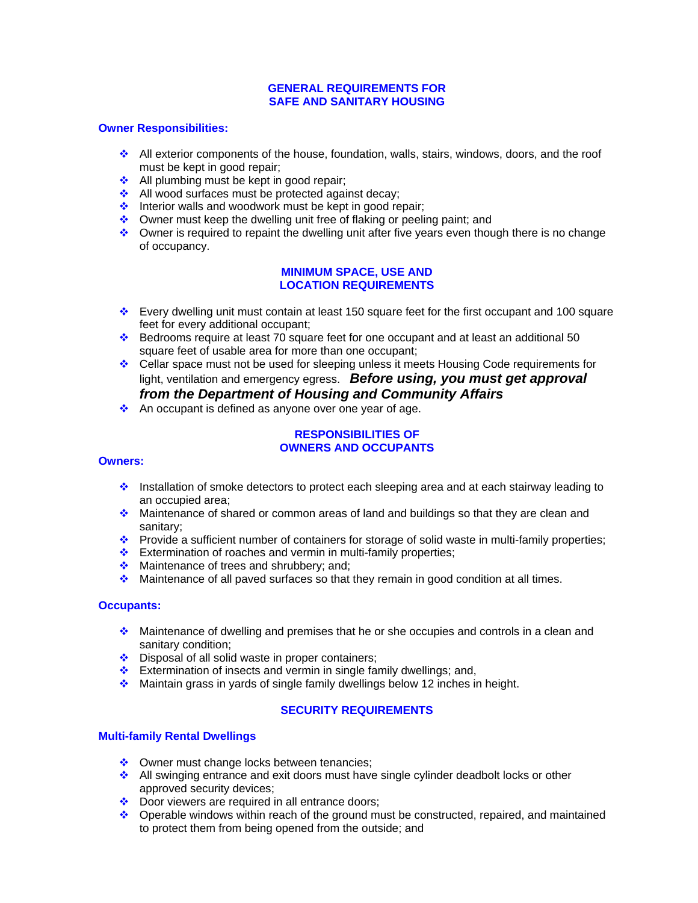## GENERAL REQUIREMENTS FOR SAFE AND SANITARY HOUSING

### Owner Responsibilities:

- All exterior components of the house, foundation, walls, stairs, windows, doors, and the roof must be kept in good repair;
- All plumbing must be kept in good repair;
- All wood surfaces must be protected against decay;
- Interior walls and woodwork must be kept in good repair;
- Owner must keep the dwelling unit free of flaking or peeling paint; and
- Owner is required to repaint the dwelling unit after five years even though there is no change of occupancy.

## MINIMUM SPACE, USE AND LOCATION REQUIREMENTS

- Every dwelling unit must contain at least 150 square feet for the first occupant and 100 square feet for every additional occupant;
- Bedrooms require at least 70 square feet for one occupant and at least an additional 50 square feet of usable area for more than one occupant;
- Cellar space must not be used for sleeping unless it meets Housing Code requirements for light, ventilation and emergency egress. ***Before using, you must get approval from the Department of Housing and Community Affairs***
- An occupant is defined as anyone over one year of age.

## RESPONSIBILITIES OF OWNERS AND OCCUPANTS

### Owners:

- Installation of smoke detectors to protect each sleeping area and at each stairway leading to an occupied area;
- Maintenance of shared or common areas of land and buildings so that they are clean and sanitary;
- Provide a sufficient number of containers for storage of solid waste in multi-family properties;
- Extermination of roaches and vermin in multi-family properties;
- Maintenance of trees and shrubbery; and;
- Maintenance of all paved surfaces so that they remain in good condition at all times.

### Occupants:

- Maintenance of dwelling and premises that he or she occupies and controls in a clean and sanitary condition;
- Disposal of all solid waste in proper containers;
- Extermination of insects and vermin in single family dwellings; and,
- Maintain grass in yards of single family dwellings below 12 inches in height.

## SECURITY REQUIREMENTS

### Multi-family Rental Dwellings

- Owner must change locks between tenancies;
- All swinging entrance and exit doors must have single cylinder deadbolt locks or other approved security devices;
- Door viewers are required in all entrance doors;
- Operable windows within reach of the ground must be constructed, repaired, and maintained to protect them from being opened from the outside; and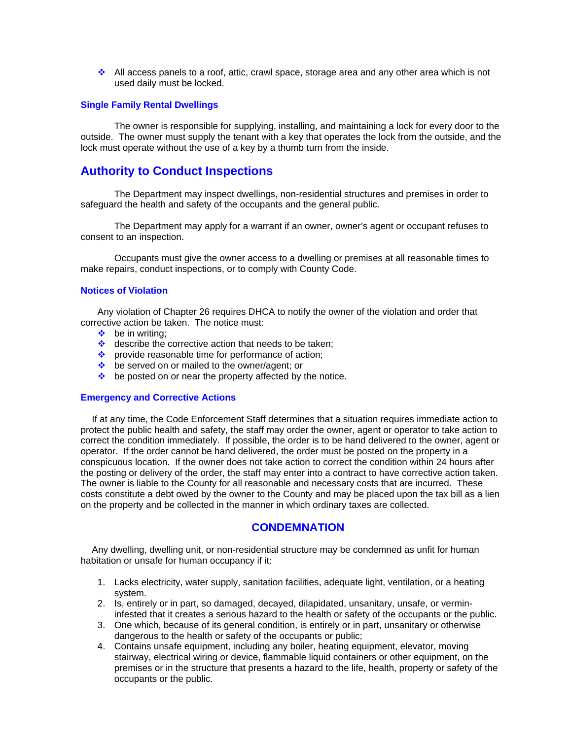- All access panels to a roof, attic, crawl space, storage area and any other area which is not used daily must be locked.

### Single Family Rental Dwellings

The owner is responsible for supplying, installing, and maintaining a lock for every door to the outside. The owner must supply the tenant with a key that operates the lock from the outside, and the lock must operate without the use of a key by a thumb turn from the inside.

## Authority to Conduct Inspections

The Department may inspect dwellings, non-residential structures and premises in order to safeguard the health and safety of the occupants and the general public.

The Department may apply for a warrant if an owner, owner's agent or occupant refuses to consent to an inspection.

Occupants must give the owner access to a dwelling or premises at all reasonable times to make repairs, conduct inspections, or to comply with County Code.

### Notices of Violation

Any violation of Chapter 26 requires DHCA to notify the owner of the violation and order that corrective action be taken. The notice must:

- be in writing;
- describe the corrective action that needs to be taken;
- provide reasonable time for performance of action;
- be served on or mailed to the owner/agent; or
- be posted on or near the property affected by the notice.

### Emergency and Corrective Actions

If at any time, the Code Enforcement Staff determines that a situation requires immediate action to protect the public health and safety, the staff may order the owner, agent or operator to take action to correct the condition immediately. If possible, the order is to be hand delivered to the owner, agent or operator. If the order cannot be hand delivered, the order must be posted on the property in a conspicuous location. If the owner does not take action to correct the condition within 24 hours after the posting or delivery of the order, the staff may enter into a contract to have corrective action taken. The owner is liable to the County for all reasonable and necessary costs that are incurred. These costs constitute a debt owed by the owner to the County and may be placed upon the tax bill as a lien on the property and be collected in the manner in which ordinary taxes are collected.

## CONDEMNATION

Any dwelling, dwelling unit, or non-residential structure may be condemned as unfit for human habitation or unsafe for human occupancy if it:

1. Lacks electricity, water supply, sanitation facilities, adequate light, ventilation, or a heating system.
2. Is, entirely or in part, so damaged, decayed, dilapidated, unsanitary, unsafe, or vermin-infested that it creates a serious hazard to the health or safety of the occupants or the public.
3. One which, because of its general condition, is entirely or in part, unsanitary or otherwise dangerous to the health or safety of the occupants or public;
4. Contains unsafe equipment, including any boiler, heating equipment, elevator, moving stairway, electrical wiring or device, flammable liquid containers or other equipment, on the premises or in the structure that presents a hazard to the life, health, property or safety of the occupants or the public.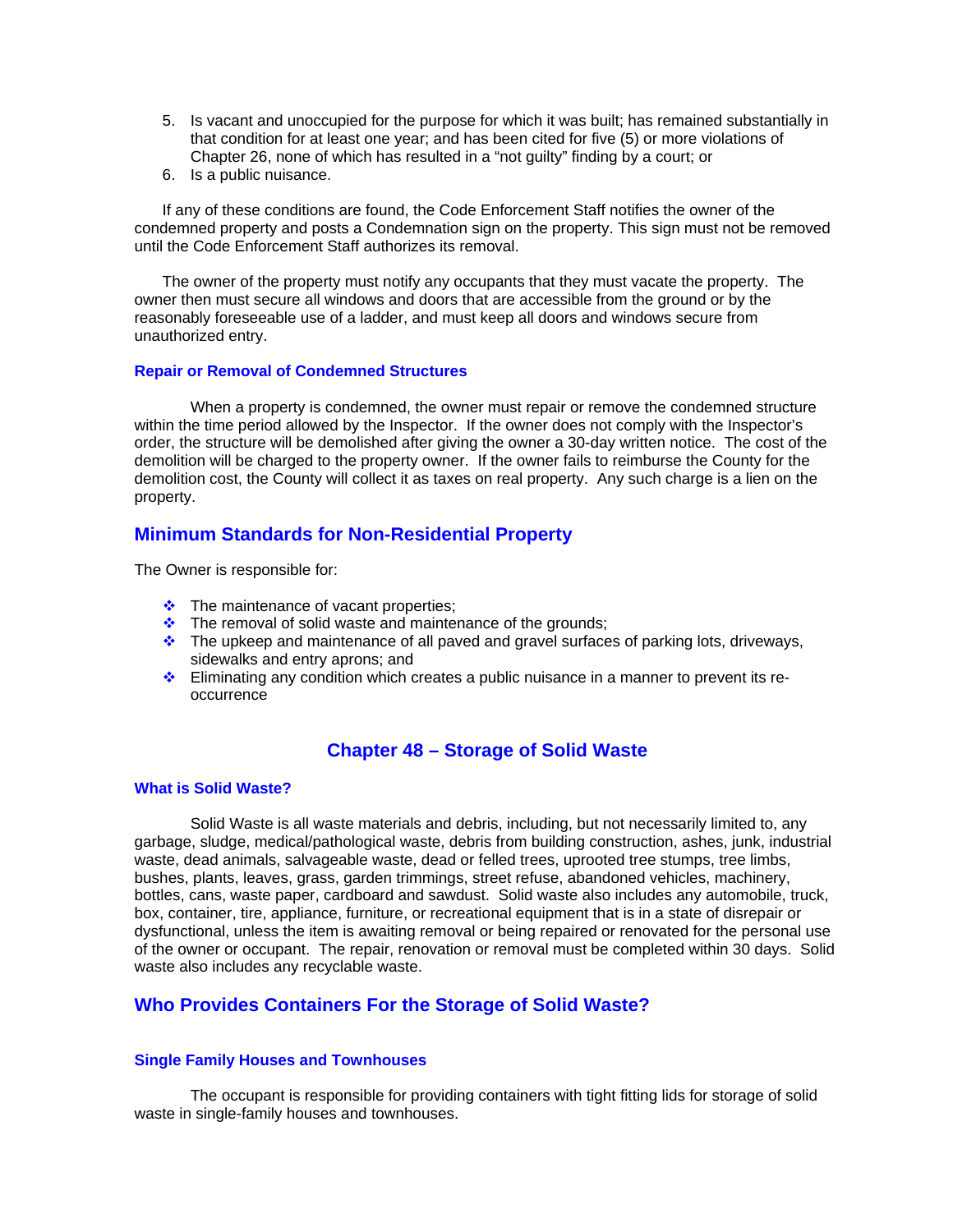5. Is vacant and unoccupied for the purpose for which it was built; has remained substantially in that condition for at least one year; and has been cited for five (5) or more violations of Chapter 26, none of which has resulted in a "not guilty" finding by a court; or
6. Is a public nuisance.

If any of these conditions are found, the Code Enforcement Staff notifies the owner of the condemned property and posts a Condemnation sign on the property. This sign must not be removed until the Code Enforcement Staff authorizes its removal.

The owner of the property must notify any occupants that they must vacate the property. The owner then must secure all windows and doors that are accessible from the ground or by the reasonably foreseeable use of a ladder, and must keep all doors and windows secure from unauthorized entry.

### Repair or Removal of Condemned Structures

When a property is condemned, the owner must repair or remove the condemned structure within the time period allowed by the Inspector. If the owner does not comply with the Inspector's order, the structure will be demolished after giving the owner a 30-day written notice. The cost of the demolition will be charged to the property owner. If the owner fails to reimburse the County for the demolition cost, the County will collect it as taxes on real property. Any such charge is a lien on the property.

## Minimum Standards for Non-Residential Property

The Owner is responsible for:

- The maintenance of vacant properties;
- The removal of solid waste and maintenance of the grounds;
- The upkeep and maintenance of all paved and gravel surfaces of parking lots, driveways, sidewalks and entry aprons; and
- Eliminating any condition which creates a public nuisance in a manner to prevent its re-occurrence

## Chapter 48 – Storage of Solid Waste

### What is Solid Waste?

Solid Waste is all waste materials and debris, including, but not necessarily limited to, any garbage, sludge, medical/pathological waste, debris from building construction, ashes, junk, industrial waste, dead animals, salvageable waste, dead or felled trees, uprooted tree stumps, tree limbs, bushes, plants, leaves, grass, garden trimmings, street refuse, abandoned vehicles, machinery, bottles, cans, waste paper, cardboard and sawdust. Solid waste also includes any automobile, truck, box, container, tire, appliance, furniture, or recreational equipment that is in a state of disrepair or dysfunctional, unless the item is awaiting removal or being repaired or renovated for the personal use of the owner or occupant. The repair, renovation or removal must be completed within 30 days. Solid waste also includes any recyclable waste.

## Who Provides Containers For the Storage of Solid Waste?

### Single Family Houses and Townhouses

The occupant is responsible for providing containers with tight fitting lids for storage of solid waste in single-family houses and townhouses.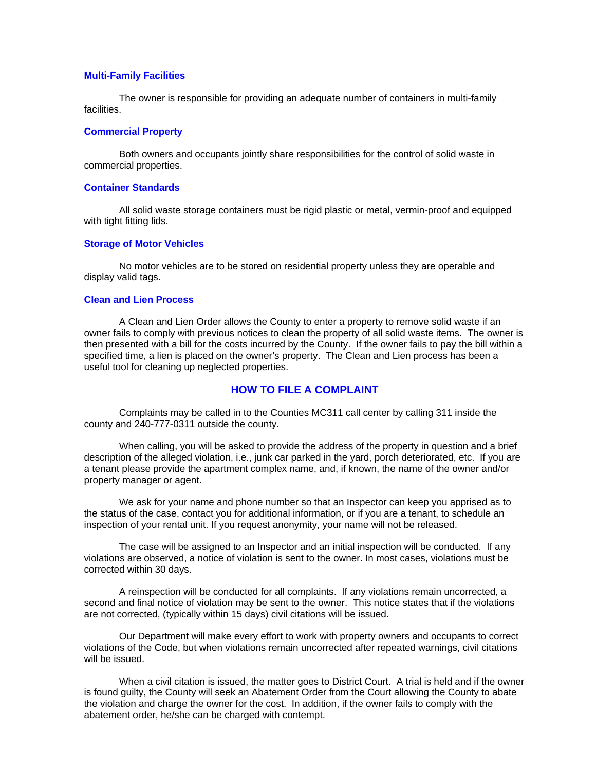### Multi-Family Facilities

The owner is responsible for providing an adequate number of containers in multi-family facilities.

### Commercial Property

Both owners and occupants jointly share responsibilities for the control of solid waste in commercial properties.

### Container Standards

All solid waste storage containers must be rigid plastic or metal, vermin-proof and equipped with tight fitting lids.

### Storage of Motor Vehicles

No motor vehicles are to be stored on residential property unless they are operable and display valid tags.

### Clean and Lien Process

A Clean and Lien Order allows the County to enter a property to remove solid waste if an owner fails to comply with previous notices to clean the property of all solid waste items. The owner is then presented with a bill for the costs incurred by the County. If the owner fails to pay the bill within a specified time, a lien is placed on the owner's property. The Clean and Lien process has been a useful tool for cleaning up neglected properties.

## HOW TO FILE A COMPLAINT

Complaints may be called in to the Counties MC311 call center by calling 311 inside the county and 240-777-0311 outside the county.

When calling, you will be asked to provide the address of the property in question and a brief description of the alleged violation, i.e., junk car parked in the yard, porch deteriorated, etc. If you are a tenant please provide the apartment complex name, and, if known, the name of the owner and/or property manager or agent.

We ask for your name and phone number so that an Inspector can keep you apprised as to the status of the case, contact you for additional information, or if you are a tenant, to schedule an inspection of your rental unit. If you request anonymity, your name will not be released.

The case will be assigned to an Inspector and an initial inspection will be conducted. If any violations are observed, a notice of violation is sent to the owner. In most cases, violations must be corrected within 30 days.

A reinspection will be conducted for all complaints. If any violations remain uncorrected, a second and final notice of violation may be sent to the owner. This notice states that if the violations are not corrected, (typically within 15 days) civil citations will be issued.

Our Department will make every effort to work with property owners and occupants to correct violations of the Code, but when violations remain uncorrected after repeated warnings, civil citations will be issued.

When a civil citation is issued, the matter goes to District Court. A trial is held and if the owner is found guilty, the County will seek an Abatement Order from the Court allowing the County to abate the violation and charge the owner for the cost. In addition, if the owner fails to comply with the abatement order, he/she can be charged with contempt.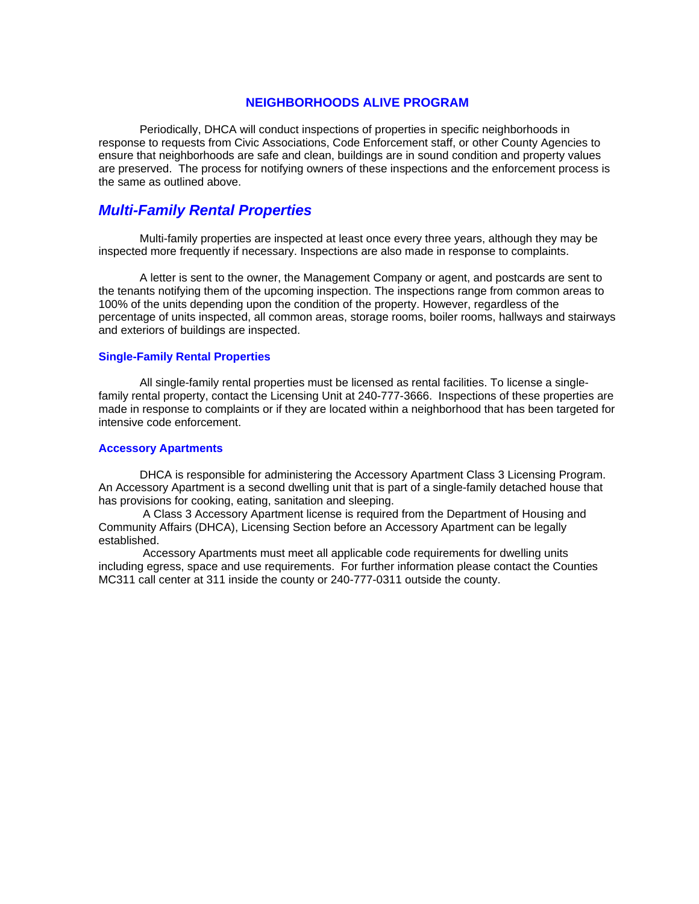### NEIGHBORHOODS ALIVE PROGRAM

Periodically, DHCA will conduct inspections of properties in specific neighborhoods in response to requests from Civic Associations, Code Enforcement staff, or other County Agencies to ensure that neighborhoods are safe and clean, buildings are in sound condition and property values are preserved. The process for notifying owners of these inspections and the enforcement process is the same as outlined above.

## *Multi-Family Rental Properties*

Multi-family properties are inspected at least once every three years, although they may be inspected more frequently if necessary. Inspections are also made in response to complaints.

A letter is sent to the owner, the Management Company or agent, and postcards are sent to the tenants notifying them of the upcoming inspection. The inspections range from common areas to 100% of the units depending upon the condition of the property. However, regardless of the percentage of units inspected, all common areas, storage rooms, boiler rooms, hallways and stairways and exteriors of buildings are inspected.

### Single-Family Rental Properties

All single-family rental properties must be licensed as rental facilities. To license a single-family rental property, contact the Licensing Unit at 240-777-3666. Inspections of these properties are made in response to complaints or if they are located within a neighborhood that has been targeted for intensive code enforcement.

### Accessory Apartments

DHCA is responsible for administering the Accessory Apartment Class 3 Licensing Program. An Accessory Apartment is a second dwelling unit that is part of a single-family detached house that has provisions for cooking, eating, sanitation and sleeping.

A Class 3 Accessory Apartment license is required from the Department of Housing and Community Affairs (DHCA), Licensing Section before an Accessory Apartment can be legally established.

Accessory Apartments must meet all applicable code requirements for dwelling units including egress, space and use requirements. For further information please contact the Counties MC311 call center at 311 inside the county or 240-777-0311 outside the county.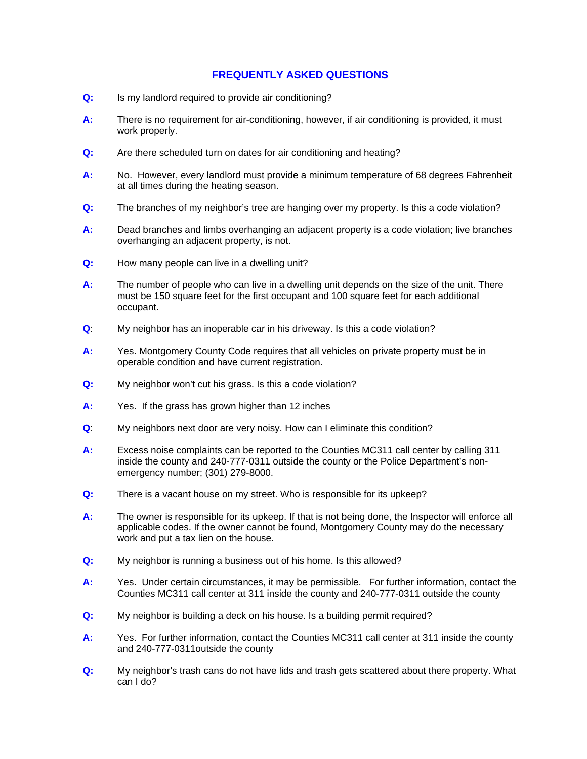## FREQUENTLY ASKED QUESTIONS

**Q:** Is my landlord required to provide air conditioning?

**A:** There is no requirement for air-conditioning, however, if air conditioning is provided, it must work properly.

**Q:** Are there scheduled turn on dates for air conditioning and heating?

**A:** No. However, every landlord must provide a minimum temperature of 68 degrees Fahrenheit at all times during the heating season.

**Q:** The branches of my neighbor's tree are hanging over my property. Is this a code violation?

**A:** Dead branches and limbs overhanging an adjacent property is a code violation; live branches overhanging an adjacent property, is not.

**Q:** How many people can live in a dwelling unit?

**A:** The number of people who can live in a dwelling unit depends on the size of the unit. There must be 150 square feet for the first occupant and 100 square feet for each additional occupant.

**Q**: My neighbor has an inoperable car in his driveway. Is this a code violation?

**A:** Yes. Montgomery County Code requires that all vehicles on private property must be in operable condition and have current registration.

**Q:** My neighbor won't cut his grass. Is this a code violation?

**A:** Yes. If the grass has grown higher than 12 inches

**Q**: My neighbors next door are very noisy. How can I eliminate this condition?

**A:** Excess noise complaints can be reported to the Counties MC311 call center by calling 311 inside the county and 240-777-0311 outside the county or the Police Department's non-emergency number; (301) 279-8000.

**Q:** There is a vacant house on my street. Who is responsible for its upkeep?

**A:** The owner is responsible for its upkeep. If that is not being done, the Inspector will enforce all applicable codes. If the owner cannot be found, Montgomery County may do the necessary work and put a tax lien on the house.

**Q:** My neighbor is running a business out of his home. Is this allowed?

**A:** Yes. Under certain circumstances, it may be permissible. For further information, contact the Counties MC311 call center at 311 inside the county and 240-777-0311 outside the county

**Q:** My neighbor is building a deck on his house. Is a building permit required?

**A:** Yes. For further information, contact the Counties MC311 call center at 311 inside the county and 240-777-0311outside the county

**Q:** My neighbor's trash cans do not have lids and trash gets scattered about there property. What can I do?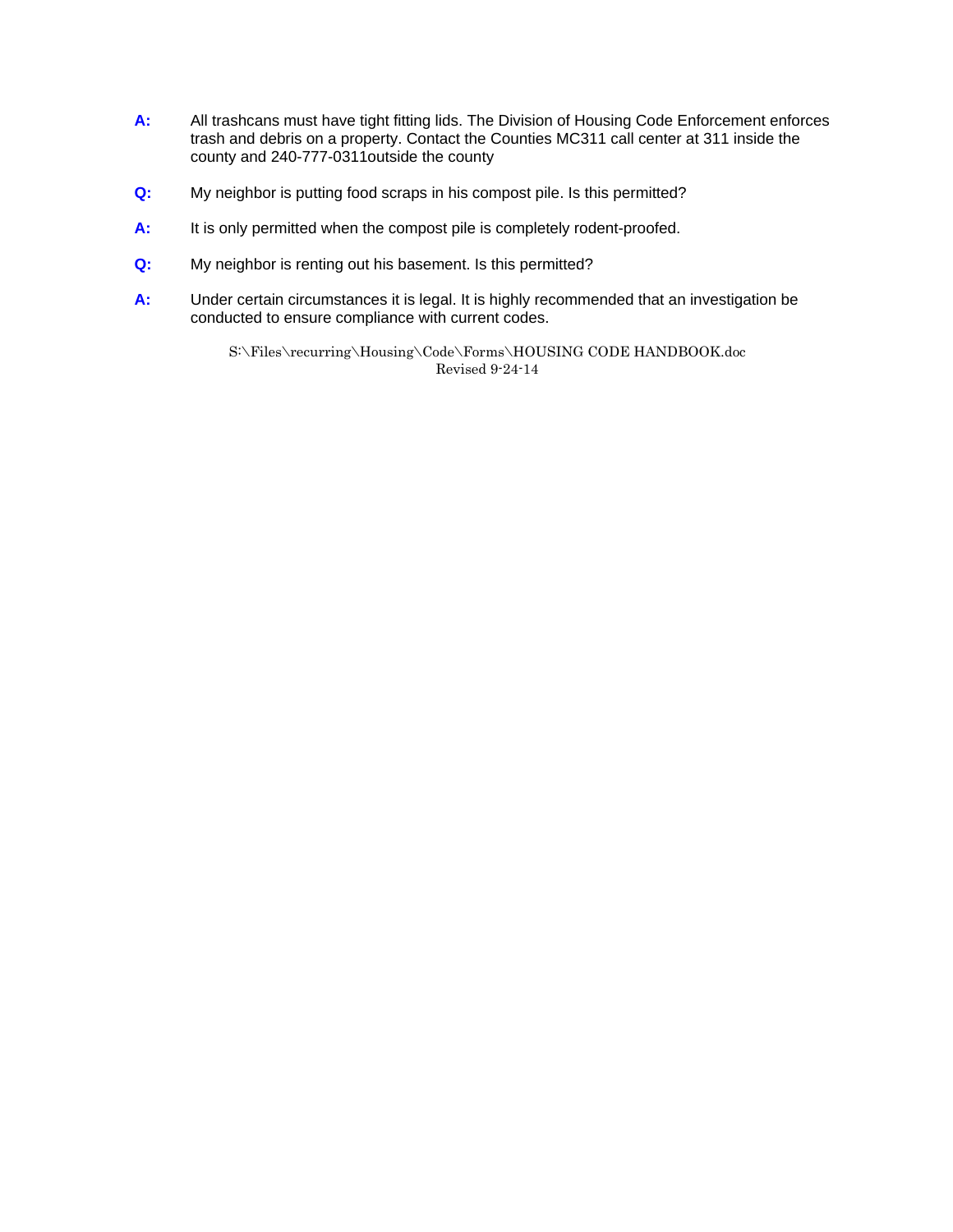**A:** All trashcans must have tight fitting lids. The Division of Housing Code Enforcement enforces trash and debris on a property. Contact the Counties MC311 call center at 311 inside the county and 240-777-0311outside the county

**Q:** My neighbor is putting food scraps in his compost pile. Is this permitted?

**A:** It is only permitted when the compost pile is completely rodent-proofed.

**Q:** My neighbor is renting out his basement. Is this permitted?

**A:** Under certain circumstances it is legal. It is highly recommended that an investigation be conducted to ensure compliance with current codes.

S:\Files\recurring\Housing\Code\Forms\HOUSING CODE HANDBOOK.doc
Revised 9-24-14